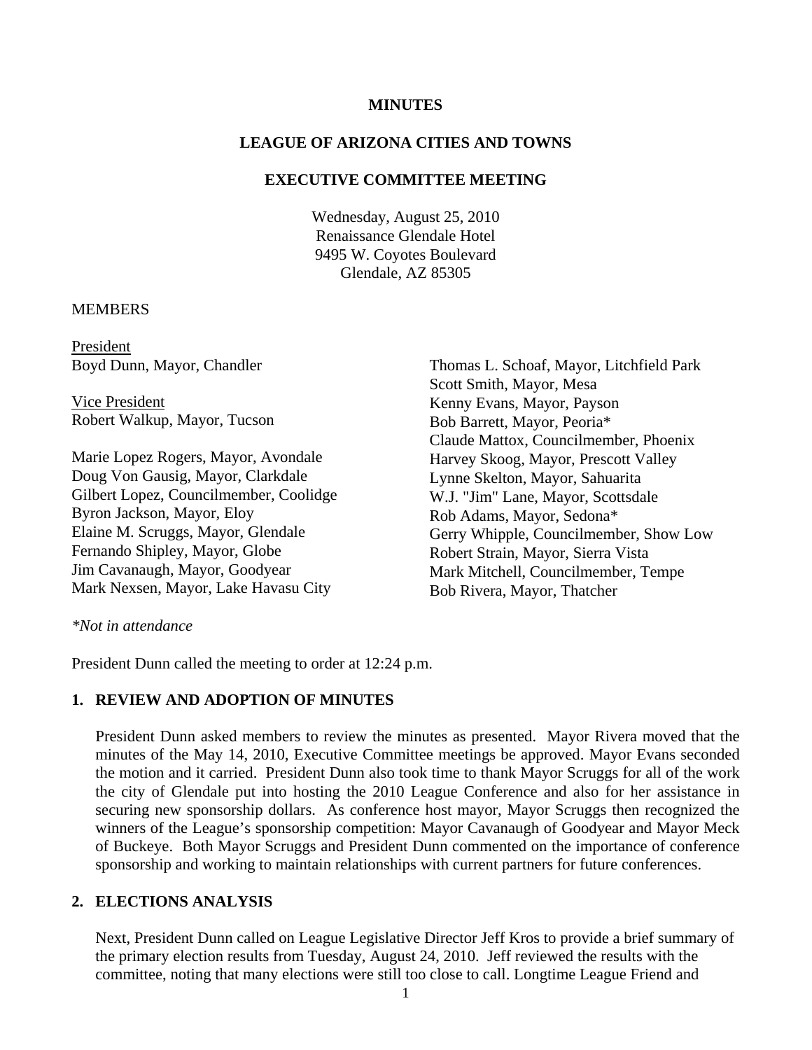**MINUTES**

**LEAGUE OF ARIZONA CITIES AND TOWNS**

**EXECUTIVE COMMITTEE MEETING**

Wednesday, August 25, 2010
Renaissance Glendale Hotel
9495 W. Coyotes Boulevard
Glendale, AZ 85305

MEMBERS

President
Boyd Dunn, Mayor, Chandler

Vice President
Robert Walkup, Mayor, Tucson

Marie Lopez Rogers, Mayor, Avondale
Doug Von Gausig, Mayor, Clarkdale
Gilbert Lopez, Councilmember, Coolidge
Byron Jackson, Mayor, Eloy
Elaine M. Scruggs, Mayor, Glendale
Fernando Shipley, Mayor, Globe
Jim Cavanaugh, Mayor, Goodyear
Mark Nexsen, Mayor, Lake Havasu City
Thomas L. Schoaf, Mayor, Litchfield Park
Scott Smith, Mayor, Mesa
Kenny Evans, Mayor, Payson
Bob Barrett, Mayor, Peoria*
Claude Mattox, Councilmember, Phoenix
Harvey Skoog, Mayor, Prescott Valley
Lynne Skelton, Mayor, Sahuarita
W.J. "Jim" Lane, Mayor, Scottsdale
Rob Adams, Mayor, Sedona*
Gerry Whipple, Councilmember, Show Low
Robert Strain, Mayor, Sierra Vista
Mark Mitchell, Councilmember, Tempe
Bob Rivera, Mayor, Thatcher

*\*Not in attendance*

President Dunn called the meeting to order at 12:24 p.m.

## 1. REVIEW AND ADOPTION OF MINUTES

President Dunn asked members to review the minutes as presented. Mayor Rivera moved that the minutes of the May 14, 2010, Executive Committee meetings be approved. Mayor Evans seconded the motion and it carried. President Dunn also took time to thank Mayor Scruggs for all of the work the city of Glendale put into hosting the 2010 League Conference and also for her assistance in securing new sponsorship dollars. As conference host mayor, Mayor Scruggs then recognized the winners of the League's sponsorship competition: Mayor Cavanaugh of Goodyear and Mayor Meck of Buckeye. Both Mayor Scruggs and President Dunn commented on the importance of conference sponsorship and working to maintain relationships with current partners for future conferences.

## 2. ELECTIONS ANALYSIS

Next, President Dunn called on League Legislative Director Jeff Kros to provide a brief summary of the primary election results from Tuesday, August 24, 2010. Jeff reviewed the results with the committee, noting that many elections were still too close to call. Longtime League Friend and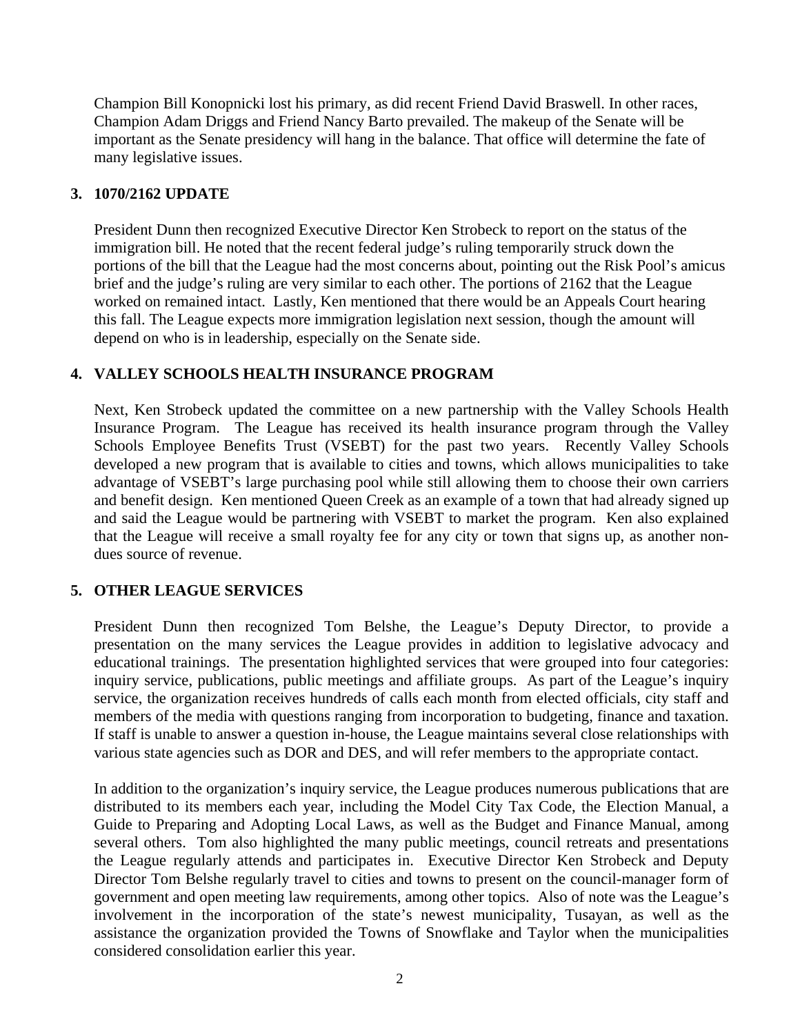Champion Bill Konopnicki lost his primary, as did recent Friend David Braswell. In other races, Champion Adam Driggs and Friend Nancy Barto prevailed. The makeup of the Senate will be important as the Senate presidency will hang in the balance. That office will determine the fate of many legislative issues.

## 3. 1070/2162 UPDATE

President Dunn then recognized Executive Director Ken Strobeck to report on the status of the immigration bill. He noted that the recent federal judge's ruling temporarily struck down the portions of the bill that the League had the most concerns about, pointing out the Risk Pool's amicus brief and the judge's ruling are very similar to each other. The portions of 2162 that the League worked on remained intact. Lastly, Ken mentioned that there would be an Appeals Court hearing this fall. The League expects more immigration legislation next session, though the amount will depend on who is in leadership, especially on the Senate side.

## 4. VALLEY SCHOOLS HEALTH INSURANCE PROGRAM

Next, Ken Strobeck updated the committee on a new partnership with the Valley Schools Health Insurance Program. The League has received its health insurance program through the Valley Schools Employee Benefits Trust (VSEBT) for the past two years. Recently Valley Schools developed a new program that is available to cities and towns, which allows municipalities to take advantage of VSEBT's large purchasing pool while still allowing them to choose their own carriers and benefit design. Ken mentioned Queen Creek as an example of a town that had already signed up and said the League would be partnering with VSEBT to market the program. Ken also explained that the League will receive a small royalty fee for any city or town that signs up, as another non-dues source of revenue.

## 5. OTHER LEAGUE SERVICES

President Dunn then recognized Tom Belshe, the League's Deputy Director, to provide a presentation on the many services the League provides in addition to legislative advocacy and educational trainings. The presentation highlighted services that were grouped into four categories: inquiry service, publications, public meetings and affiliate groups. As part of the League's inquiry service, the organization receives hundreds of calls each month from elected officials, city staff and members of the media with questions ranging from incorporation to budgeting, finance and taxation. If staff is unable to answer a question in-house, the League maintains several close relationships with various state agencies such as DOR and DES, and will refer members to the appropriate contact.

In addition to the organization's inquiry service, the League produces numerous publications that are distributed to its members each year, including the Model City Tax Code, the Election Manual, a Guide to Preparing and Adopting Local Laws, as well as the Budget and Finance Manual, among several others. Tom also highlighted the many public meetings, council retreats and presentations the League regularly attends and participates in. Executive Director Ken Strobeck and Deputy Director Tom Belshe regularly travel to cities and towns to present on the council-manager form of government and open meeting law requirements, among other topics. Also of note was the League's involvement in the incorporation of the state's newest municipality, Tusayan, as well as the assistance the organization provided the Towns of Snowflake and Taylor when the municipalities considered consolidation earlier this year.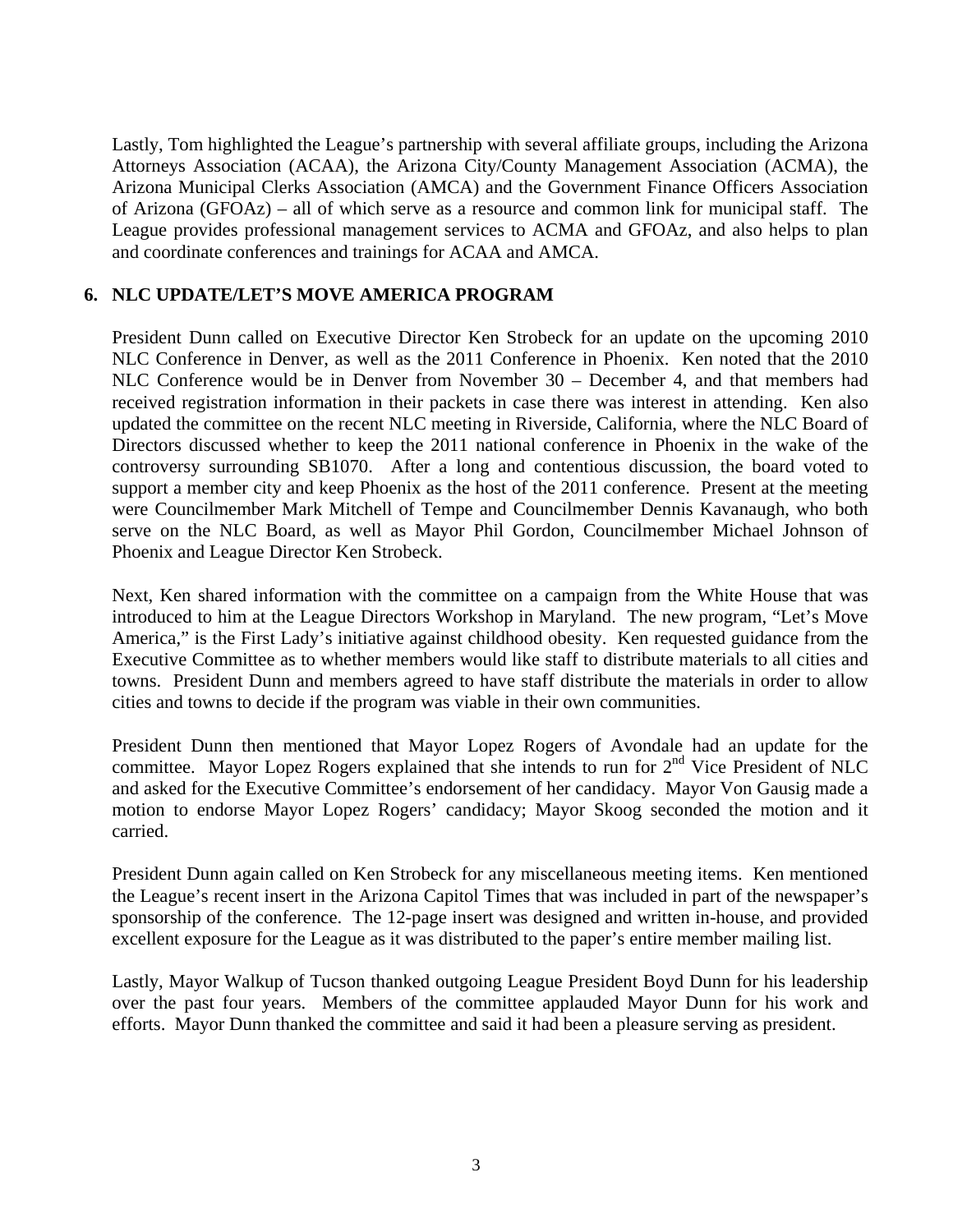Lastly, Tom highlighted the League's partnership with several affiliate groups, including the Arizona Attorneys Association (ACAA), the Arizona City/County Management Association (ACMA), the Arizona Municipal Clerks Association (AMCA) and the Government Finance Officers Association of Arizona (GFOAz) – all of which serve as a resource and common link for municipal staff. The League provides professional management services to ACMA and GFOAz, and also helps to plan and coordinate conferences and trainings for ACAA and AMCA.

**6. NLC UPDATE/LET'S MOVE AMERICA PROGRAM**

President Dunn called on Executive Director Ken Strobeck for an update on the upcoming 2010 NLC Conference in Denver, as well as the 2011 Conference in Phoenix. Ken noted that the 2010 NLC Conference would be in Denver from November 30 – December 4, and that members had received registration information in their packets in case there was interest in attending. Ken also updated the committee on the recent NLC meeting in Riverside, California, where the NLC Board of Directors discussed whether to keep the 2011 national conference in Phoenix in the wake of the controversy surrounding SB1070. After a long and contentious discussion, the board voted to support a member city and keep Phoenix as the host of the 2011 conference. Present at the meeting were Councilmember Mark Mitchell of Tempe and Councilmember Dennis Kavanaugh, who both serve on the NLC Board, as well as Mayor Phil Gordon, Councilmember Michael Johnson of Phoenix and League Director Ken Strobeck.

Next, Ken shared information with the committee on a campaign from the White House that was introduced to him at the League Directors Workshop in Maryland. The new program, "Let's Move America," is the First Lady's initiative against childhood obesity. Ken requested guidance from the Executive Committee as to whether members would like staff to distribute materials to all cities and towns. President Dunn and members agreed to have staff distribute the materials in order to allow cities and towns to decide if the program was viable in their own communities.

President Dunn then mentioned that Mayor Lopez Rogers of Avondale had an update for the committee. Mayor Lopez Rogers explained that she intends to run for 2nd Vice President of NLC and asked for the Executive Committee's endorsement of her candidacy. Mayor Von Gausig made a motion to endorse Mayor Lopez Rogers' candidacy; Mayor Skoog seconded the motion and it carried.

President Dunn again called on Ken Strobeck for any miscellaneous meeting items. Ken mentioned the League's recent insert in the Arizona Capitol Times that was included in part of the newspaper's sponsorship of the conference. The 12-page insert was designed and written in-house, and provided excellent exposure for the League as it was distributed to the paper's entire member mailing list.

Lastly, Mayor Walkup of Tucson thanked outgoing League President Boyd Dunn for his leadership over the past four years. Members of the committee applauded Mayor Dunn for his work and efforts. Mayor Dunn thanked the committee and said it had been a pleasure serving as president.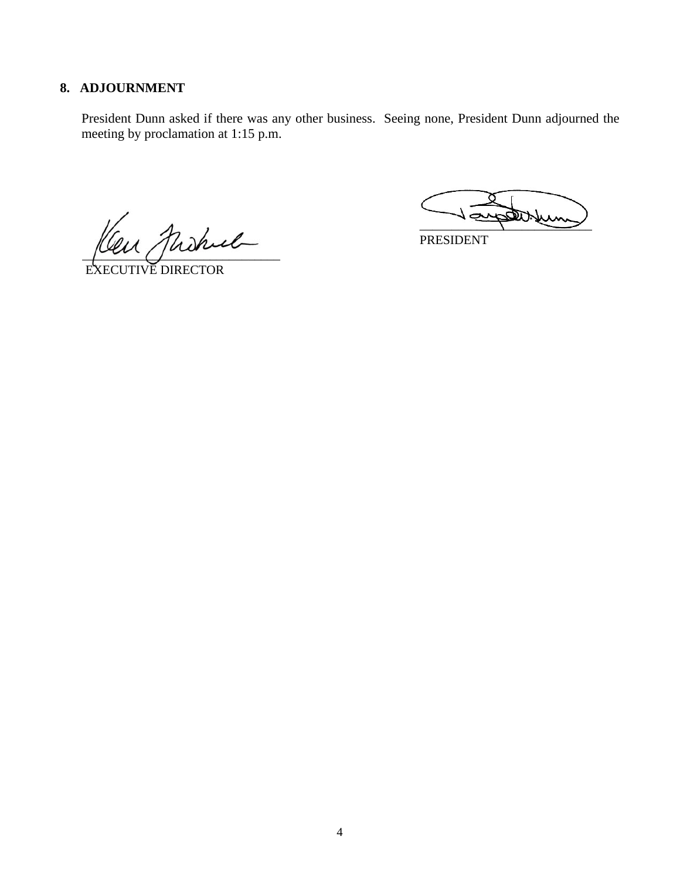## 8. ADJOURNMENT

President Dunn asked if there was any other business. Seeing none, President Dunn adjourned the meeting by proclamation at 1:15 p.m.

EXECUTIVE DIRECTOR

PRESIDENT